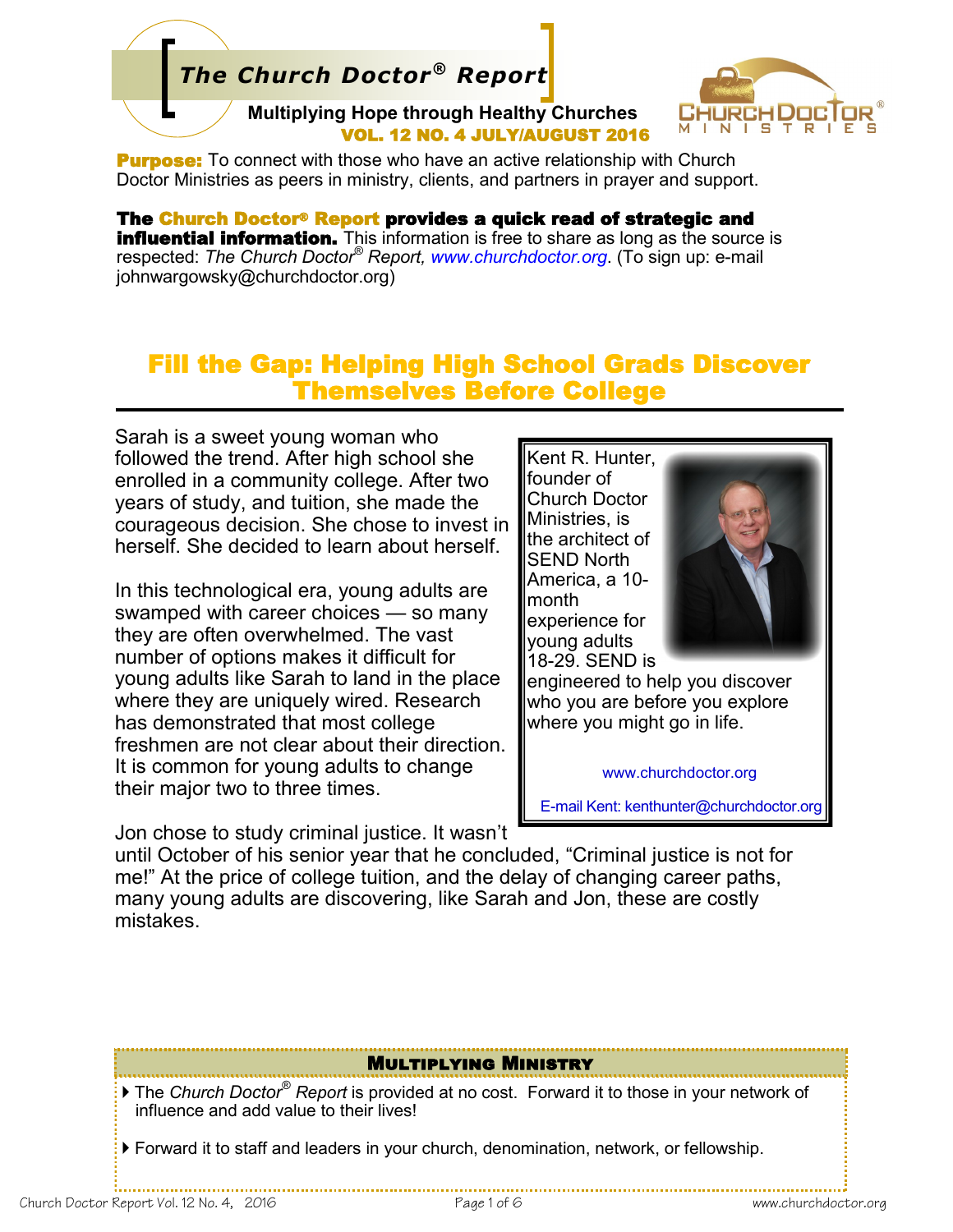# The Church Doctor® Report

**Multiplying Hope through Healthy Churches**

**VOL. 12 NO. 4 JULY/AUGUST 2016**

CHURCH DOCTOR® MINISTRIES

**Purpose:** To connect with those who have an active relationship with Church Doctor Ministries as peers in ministry, clients, and partners in prayer and support.

**The Church Doctor® Report provides a quick read of strategic and influential information.** This information is free to share as long as the source is respected: *The Church Doctor® Report, www.churchdoctor.org*. (To sign up: e-mail johnwargowsky@churchdoctor.org)

## Fill the Gap: Helping High School Grads Discover Themselves Before College

Sarah is a sweet young woman who followed the trend. After high school she enrolled in a community college. After two years of study, and tuition, she made the courageous decision. She chose to invest in herself. She decided to learn about herself.

In this technological era, young adults are swamped with career choices — so many they are often overwhelmed. The vast number of options makes it difficult for young adults like Sarah to land in the place where they are uniquely wired. Research has demonstrated that most college freshmen are not clear about their direction. It is common for young adults to change their major two to three times.

Jon chose to study criminal justice. It wasn't until October of his senior year that he concluded, "Criminal justice is not for me!" At the price of college tuition, and the delay of changing career paths, many young adults are discovering, like Sarah and Jon, these are costly mistakes.

> Kent R. Hunter, founder of Church Doctor Ministries, is the architect of SEND North America, a 10-month experience for young adults 18-29. SEND is engineered to help you discover who you are before you explore where you might go in life.
>
> www.churchdoctor.org
>
> E-mail Kent: kenthunter@churchdoctor.org

### Multiplying Ministry

- The *Church Doctor® Report* is provided at no cost. Forward it to those in your network of influence and add value to their lives!
- Forward it to staff and leaders in your church, denomination, network, or fellowship.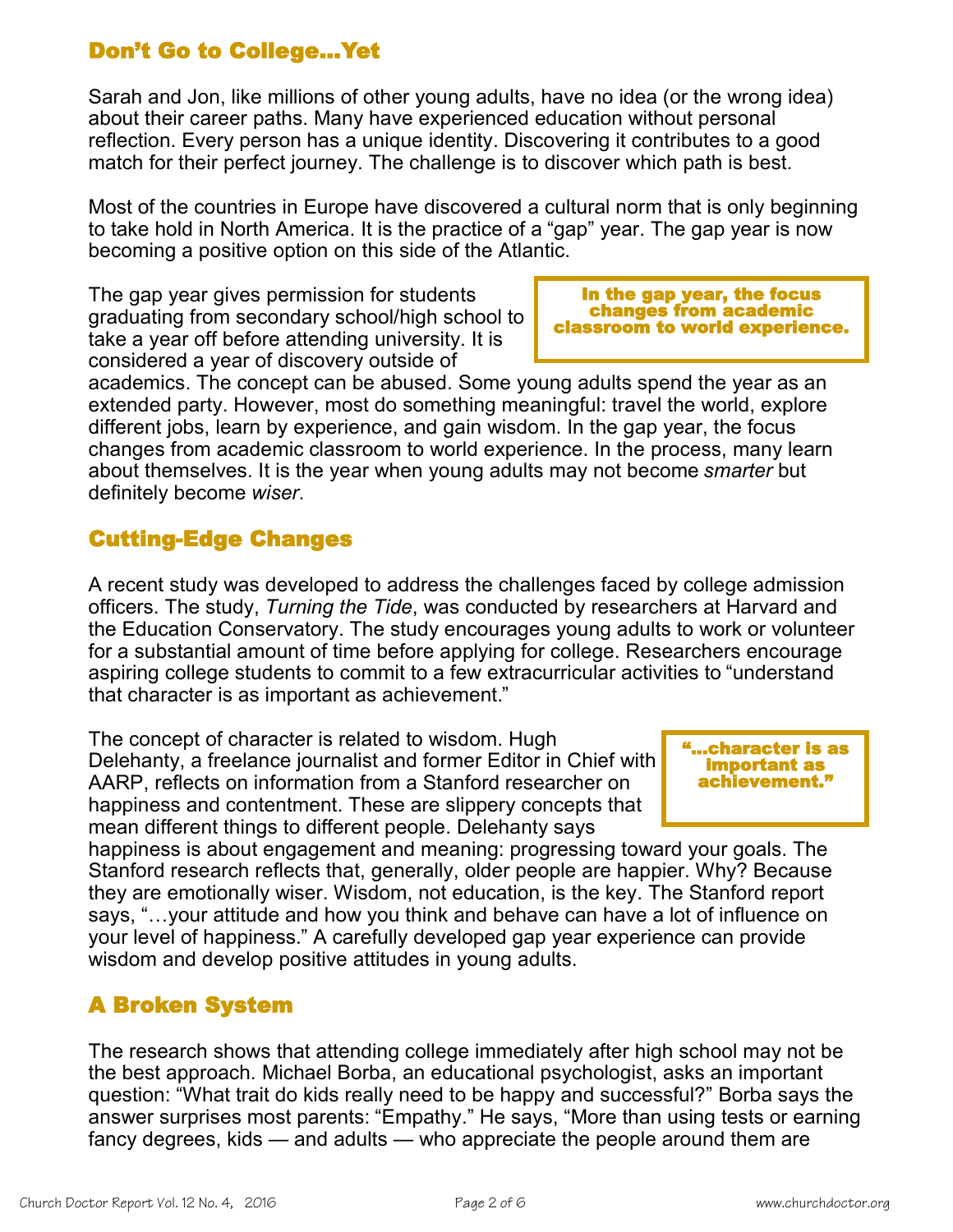## Don't Go to College...Yet

Sarah and Jon, like millions of other young adults, have no idea (or the wrong idea) about their career paths. Many have experienced education without personal reflection. Every person has a unique identity. Discovering it contributes to a good match for their perfect journey. The challenge is to discover which path is best.

Most of the countries in Europe have discovered a cultural norm that is only beginning to take hold in North America. It is the practice of a "gap" year. The gap year is now becoming a positive option on this side of the Atlantic.

> **In the gap year, the focus changes from academic classroom to world experience.**

The gap year gives permission for students graduating from secondary school/high school to take a year off before attending university. It is considered a year of discovery outside of academics. The concept can be abused. Some young adults spend the year as an extended party. However, most do something meaningful: travel the world, explore different jobs, learn by experience, and gain wisdom. In the gap year, the focus changes from academic classroom to world experience. In the process, many learn about themselves. It is the year when young adults may not become *smarter* but definitely become *wiser*.

## Cutting-Edge Changes

A recent study was developed to address the challenges faced by college admission officers. The study, *Turning the Tide*, was conducted by researchers at Harvard and the Education Conservatory. The study encourages young adults to work or volunteer for a substantial amount of time before applying for college. Researchers encourage aspiring college students to commit to a few extracurricular activities to "understand that character is as important as achievement."

> **"...character is as important as achievement."**

The concept of character is related to wisdom. Hugh Delehanty, a freelance journalist and former Editor in Chief with AARP, reflects on information from a Stanford researcher on happiness and contentment. These are slippery concepts that mean different things to different people. Delehanty says happiness is about engagement and meaning: progressing toward your goals. The Stanford research reflects that, generally, older people are happier. Why? Because they are emotionally wiser. Wisdom, not education, is the key. The Stanford report says, "…your attitude and how you think and behave can have a lot of influence on your level of happiness." A carefully developed gap year experience can provide wisdom and develop positive attitudes in young adults.

## A Broken System

The research shows that attending college immediately after high school may not be the best approach. Michael Borba, an educational psychologist, asks an important question: "What trait do kids really need to be happy and successful?" Borba says the answer surprises most parents: "Empathy." He says, "More than using tests or earning fancy degrees, kids — and adults — who appreciate the people around them are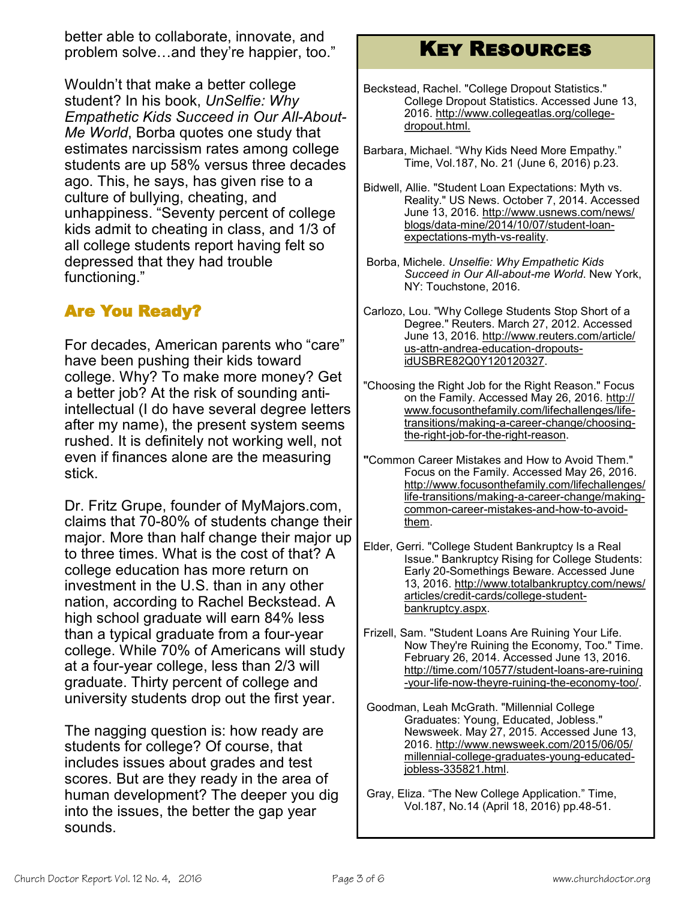better able to collaborate, innovate, and problem solve…and they're happier, too."

Wouldn't that make a better college student? In his book, *UnSelfie: Why Empathetic Kids Succeed in Our All-About-Me World*, Borba quotes one study that estimates narcissism rates among college students are up 58% versus three decades ago. This, he says, has given rise to a culture of bullying, cheating, and unhappiness. "Seventy percent of college kids admit to cheating in class, and 1/3 of all college students report having felt so depressed that they had trouble functioning."

## Are You Ready?

For decades, American parents who "care" have been pushing their kids toward college. Why? To make more money? Get a better job? At the risk of sounding anti-intellectual (I do have several degree letters after my name), the present system seems rushed. It is definitely not working well, not even if finances alone are the measuring stick.

Dr. Fritz Grupe, founder of MyMajors.com, claims that 70-80% of students change their major. More than half change their major up to three times. What is the cost of that? A college education has more return on investment in the U.S. than in any other nation, according to Rachel Beckstead. A high school graduate will earn 84% less than a typical graduate from a four-year college. While 70% of Americans will study at a four-year college, less than 2/3 will graduate. Thirty percent of college and university students drop out the first year.

The nagging question is: how ready are students for college? Of course, that includes issues about grades and test scores. But are they ready in the area of human development? The deeper you dig into the issues, the better the gap year sounds.

## Key Resources

Beckstead, Rachel. "College Dropout Statistics." College Dropout Statistics. Accessed June 13, 2016. http://www.collegeatlas.org/college-dropout.html.

Barbara, Michael. "Why Kids Need More Empathy." Time, Vol.187, No. 21 (June 6, 2016) p.23.

Bidwell, Allie. "Student Loan Expectations: Myth vs. Reality." US News. October 7, 2014. Accessed June 13, 2016. http://www.usnews.com/news/blogs/data-mine/2014/10/07/student-loan-expectations-myth-vs-reality.

Borba, Michele. *Unselfie: Why Empathetic Kids Succeed in Our All-about-me World*. New York, NY: Touchstone, 2016.

Carlozo, Lou. "Why College Students Stop Short of a Degree." Reuters. March 27, 2012. Accessed June 13, 2016. http://www.reuters.com/article/us-attn-andrea-education-dropouts-idUSBRE82Q0Y120120327.

"Choosing the Right Job for the Right Reason." Focus on the Family. Accessed May 26, 2016. http://www.focusonthefamily.com/lifechallenges/life-transitions/making-a-career-change/choosing-the-right-job-for-the-right-reason.

"Common Career Mistakes and How to Avoid Them." Focus on the Family. Accessed May 26, 2016. http://www.focusonthefamily.com/lifechallenges/life-transitions/making-a-career-change/making-common-career-mistakes-and-how-to-avoid-them.

Elder, Gerri. "College Student Bankruptcy Is a Real Issue." Bankruptcy Rising for College Students: Early 20-Somethings Beware. Accessed June 13, 2016. http://www.totalbankruptcy.com/news/articles/credit-cards/college-student-bankruptcy.aspx.

Frizell, Sam. "Student Loans Are Ruining Your Life. Now They're Ruining the Economy, Too." Time. February 26, 2014. Accessed June 13, 2016. http://time.com/10577/student-loans-are-ruining-your-life-now-theyre-ruining-the-economy-too/.

Goodman, Leah McGrath. "Millennial College Graduates: Young, Educated, Jobless." Newsweek. May 27, 2015. Accessed June 13, 2016. http://www.newsweek.com/2015/06/05/millennial-college-graduates-young-educated-jobless-335821.html.

Gray, Eliza. "The New College Application." Time, Vol.187, No.14 (April 18, 2016) pp.48-51.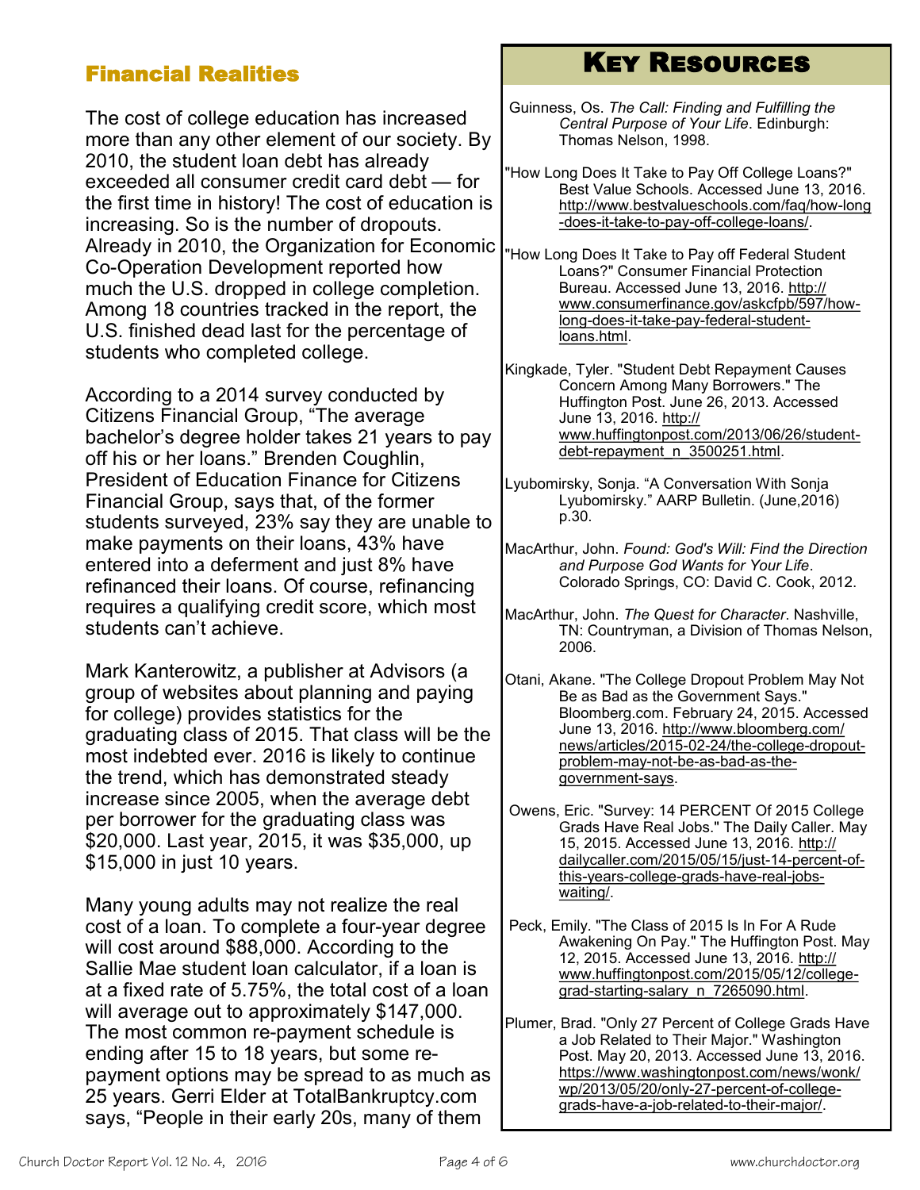## Financial Realities

The cost of college education has increased more than any other element of our society. By 2010, the student loan debt has already exceeded all consumer credit card debt — for the first time in history! The cost of education is increasing. So is the number of dropouts. Already in 2010, the Organization for Economic Co-Operation Development reported how much the U.S. dropped in college completion. Among 18 countries tracked in the report, the U.S. finished dead last for the percentage of students who completed college.

According to a 2014 survey conducted by Citizens Financial Group, "The average bachelor's degree holder takes 21 years to pay off his or her loans." Brenden Coughlin, President of Education Finance for Citizens Financial Group, says that, of the former students surveyed, 23% say they are unable to make payments on their loans, 43% have entered into a deferment and just 8% have refinanced their loans. Of course, refinancing requires a qualifying credit score, which most students can't achieve.

Mark Kanterowitz, a publisher at Advisors (a group of websites about planning and paying for college) provides statistics for the graduating class of 2015. That class will be the most indebted ever. 2016 is likely to continue the trend, which has demonstrated steady increase since 2005, when the average debt per borrower for the graduating class was $20,000. Last year, 2015, it was $35,000, up $15,000 in just 10 years.

Many young adults may not realize the real cost of a loan. To complete a four-year degree will cost around $88,000. According to the Sallie Mae student loan calculator, if a loan is at a fixed rate of 5.75%, the total cost of a loan will average out to approximately $147,000. The most common re-payment schedule is ending after 15 to 18 years, but some re-payment options may be spread to as much as 25 years. Gerri Elder at TotalBankruptcy.com says, "People in their early 20s, many of them

## Key Resources

Guinness, Os. *The Call: Finding and Fulfilling the Central Purpose of Your Life*. Edinburgh: Thomas Nelson, 1998.

"How Long Does It Take to Pay Off College Loans?" Best Value Schools. Accessed June 13, 2016. http://www.bestvalueschools.com/faq/how-long-does-it-take-to-pay-off-college-loans/.

"How Long Does It Take to Pay off Federal Student Loans?" Consumer Financial Protection Bureau. Accessed June 13, 2016. http://www.consumerfinance.gov/askcfpb/597/how-long-does-it-take-pay-federal-student-loans.html.

Kingkade, Tyler. "Student Debt Repayment Causes Concern Among Many Borrowers." The Huffington Post. June 26, 2013. Accessed June 13, 2016. http://www.huffingtonpost.com/2013/06/26/student-debt-repayment_n_3500251.html.

Lyubomirsky, Sonja. "A Conversation With Sonja Lyubomirsky." AARP Bulletin. (June,2016) p.30.

MacArthur, John. *Found: God's Will: Find the Direction and Purpose God Wants for Your Life*. Colorado Springs, CO: David C. Cook, 2012.

MacArthur, John. *The Quest for Character*. Nashville, TN: Countryman, a Division of Thomas Nelson, 2006.

Otani, Akane. "The College Dropout Problem May Not Be as Bad as the Government Says." Bloomberg.com. February 24, 2015. Accessed June 13, 2016. http://www.bloomberg.com/news/articles/2015-02-24/the-college-dropout-problem-may-not-be-as-bad-as-the-government-says.

Owens, Eric. "Survey: 14 PERCENT Of 2015 College Grads Have Real Jobs." The Daily Caller. May 15, 2015. Accessed June 13, 2016. http://dailycaller.com/2015/05/15/just-14-percent-of-this-years-college-grads-have-real-jobs-waiting/.

Peck, Emily. "The Class of 2015 Is In For A Rude Awakening On Pay." The Huffington Post. May 12, 2015. Accessed June 13, 2016. http://www.huffingtonpost.com/2015/05/12/college-grad-starting-salary_n_7265090.html.

Plumer, Brad. "Only 27 Percent of College Grads Have a Job Related to Their Major." Washington Post. May 20, 2013. Accessed June 13, 2016. https://www.washingtonpost.com/news/wonk/wp/2013/05/20/only-27-percent-of-college-grads-have-a-job-related-to-their-major/.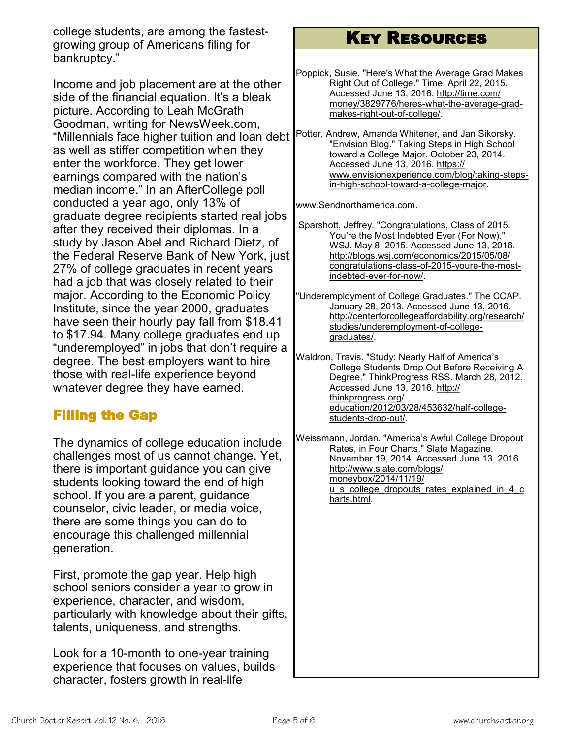college students, are among the fastest-growing group of Americans filing for bankruptcy."

Income and job placement are at the other side of the financial equation. It's a bleak picture. According to Leah McGrath Goodman, writing for NewsWeek.com, "Millennials face higher tuition and loan debt as well as stiffer competition when they enter the workforce. They get lower earnings compared with the nation's median income." In an AfterCollege poll conducted a year ago, only 13% of graduate degree recipients started real jobs after they received their diplomas. In a study by Jason Abel and Richard Dietz, of the Federal Reserve Bank of New York, just 27% of college graduates in recent years had a job that was closely related to their major. According to the Economic Policy Institute, since the year 2000, graduates have seen their hourly pay fall from $18.41 to $17.94. Many college graduates end up "underemployed" in jobs that don't require a degree. The best employers want to hire those with real-life experience beyond whatever degree they have earned.

## Filling the Gap

The dynamics of college education include challenges most of us cannot change. Yet, there is important guidance you can give students looking toward the end of high school. If you are a parent, guidance counselor, civic leader, or media voice, there are some things you can do to encourage this challenged millennial generation.

First, promote the gap year. Help high school seniors consider a year to grow in experience, character, and wisdom, particularly with knowledge about their gifts, talents, uniqueness, and strengths.

Look for a 10-month to one-year training experience that focuses on values, builds character, fosters growth in real-life

## Key Resources

Poppick, Susie. "Here's What the Average Grad Makes Right Out of College." Time. April 22, 2015. Accessed June 13, 2016. http://time.com/money/3829776/heres-what-the-average-grad-makes-right-out-of-college/.

Potter, Andrew, Amanda Whitener, and Jan Sikorsky. "Envision Blog." Taking Steps in High School toward a College Major. October 23, 2014. Accessed June 13, 2016. https://www.envisionexperience.com/blog/taking-steps-in-high-school-toward-a-college-major.

www.Sendnorthamerica.com.

Sparshott, Jeffrey. "Congratulations, Class of 2015. You're the Most Indebted Ever (For Now)." WSJ. May 8, 2015. Accessed June 13, 2016. http://blogs.wsj.com/economics/2015/05/08/congratulations-class-of-2015-youre-the-most-indebted-ever-for-now/.

"Underemployment of College Graduates." The CCAP. January 28, 2013. Accessed June 13, 2016. http://centerforcollegeaffordability.org/research/studies/underemployment-of-college-graduates/.

Waldron, Travis. "Study: Nearly Half of America's College Students Drop Out Before Receiving A Degree." ThinkProgress RSS. March 28, 2012. Accessed June 13, 2016. http://thinkprogress.org/education/2012/03/28/453632/half-college-students-drop-out/.

Weissmann, Jordan. "America's Awful College Dropout Rates, in Four Charts." Slate Magazine. November 19, 2014. Accessed June 13, 2016. http://www.slate.com/blogs/moneybox/2014/11/19/u_s_college_dropouts_rates_explained_in_4_charts.html.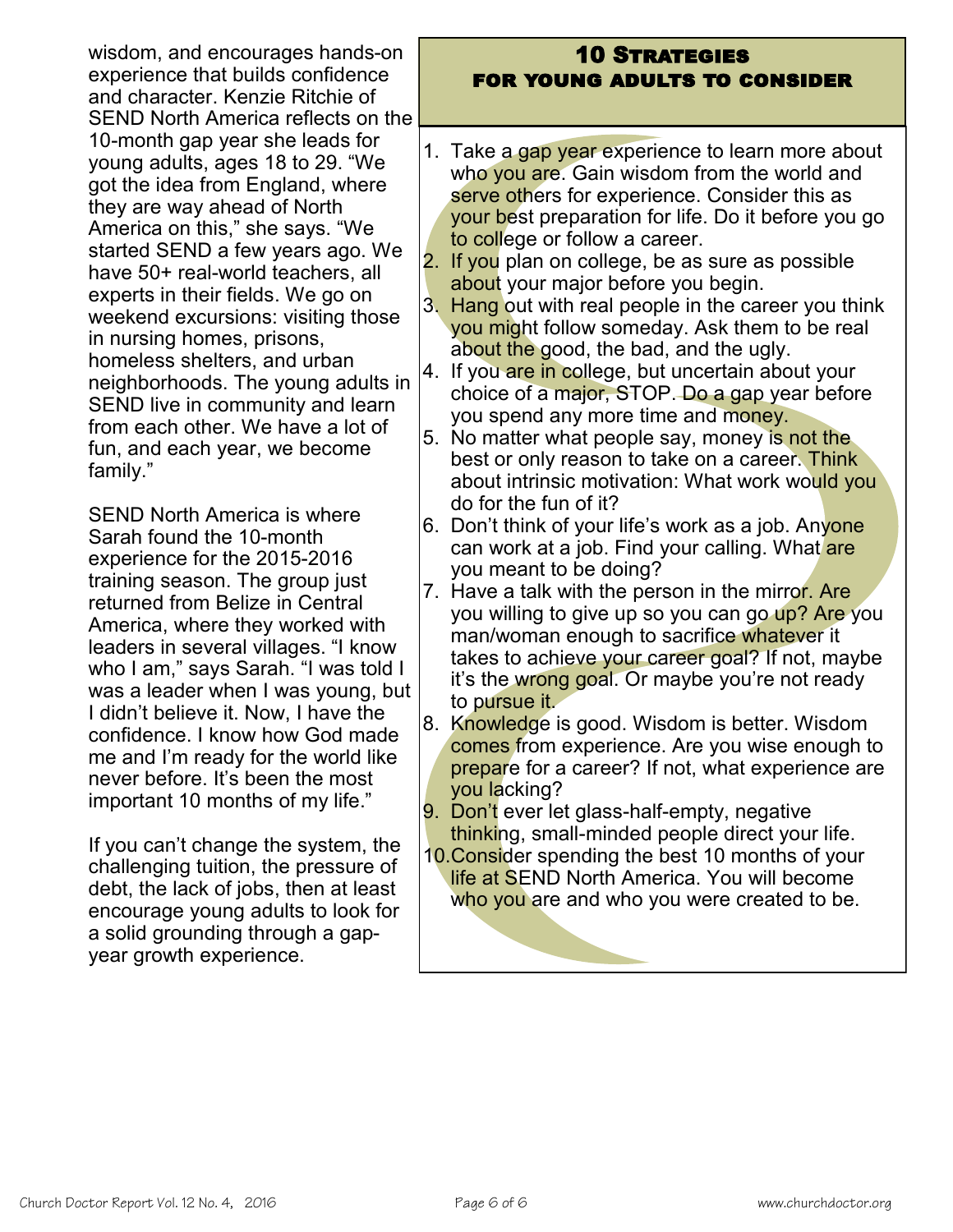wisdom, and encourages hands-on experience that builds confidence and character. Kenzie Ritchie of SEND North America reflects on the 10-month gap year she leads for young adults, ages 18 to 29. "We got the idea from England, where they are way ahead of North America on this," she says. "We started SEND a few years ago. We have 50+ real-world teachers, all experts in their fields. We go on weekend excursions: visiting those in nursing homes, prisons, homeless shelters, and urban neighborhoods. The young adults in SEND live in community and learn from each other. We have a lot of fun, and each year, we become family."

SEND North America is where Sarah found the 10-month experience for the 2015-2016 training season. The group just returned from Belize in Central America, where they worked with leaders in several villages. "I know who I am," says Sarah. "I was told I was a leader when I was young, but I didn't believe it. Now, I have the confidence. I know how God made me and I'm ready for the world like never before. It's been the most important 10 months of my life."

If you can't change the system, the challenging tuition, the pressure of debt, the lack of jobs, then at least encourage young adults to look for a solid grounding through a gap-year growth experience.

## 10 Strategies for Young Adults to Consider

1. Take a gap year experience to learn more about who you are. Gain wisdom from the world and serve others for experience. Consider this as your best preparation for life. Do it before you go to college or follow a career.
2. If you plan on college, be as sure as possible about your major before you begin.
3. Hang out with real people in the career you think you might follow someday. Ask them to be real about the good, the bad, and the ugly.
4. If you are in college, but uncertain about your choice of a major, STOP. Do a gap year before you spend any more time and money.
5. No matter what people say, money is not the best or only reason to take on a career. Think about intrinsic motivation: What work would you do for the fun of it?
6. Don't think of your life's work as a job. Anyone can work at a job. Find your calling. What are you meant to be doing?
7. Have a talk with the person in the mirror. Are you willing to give up so you can go up? Are you man/woman enough to sacrifice whatever it takes to achieve your career goal? If not, maybe it's the wrong goal. Or maybe you're not ready to pursue it.
8. Knowledge is good. Wisdom is better. Wisdom comes from experience. Are you wise enough to prepare for a career? If not, what experience are you lacking?
9. Don't ever let glass-half-empty, negative thinking, small-minded people direct your life.
10. Consider spending the best 10 months of your life at SEND North America. You will become who you are and who you were created to be.